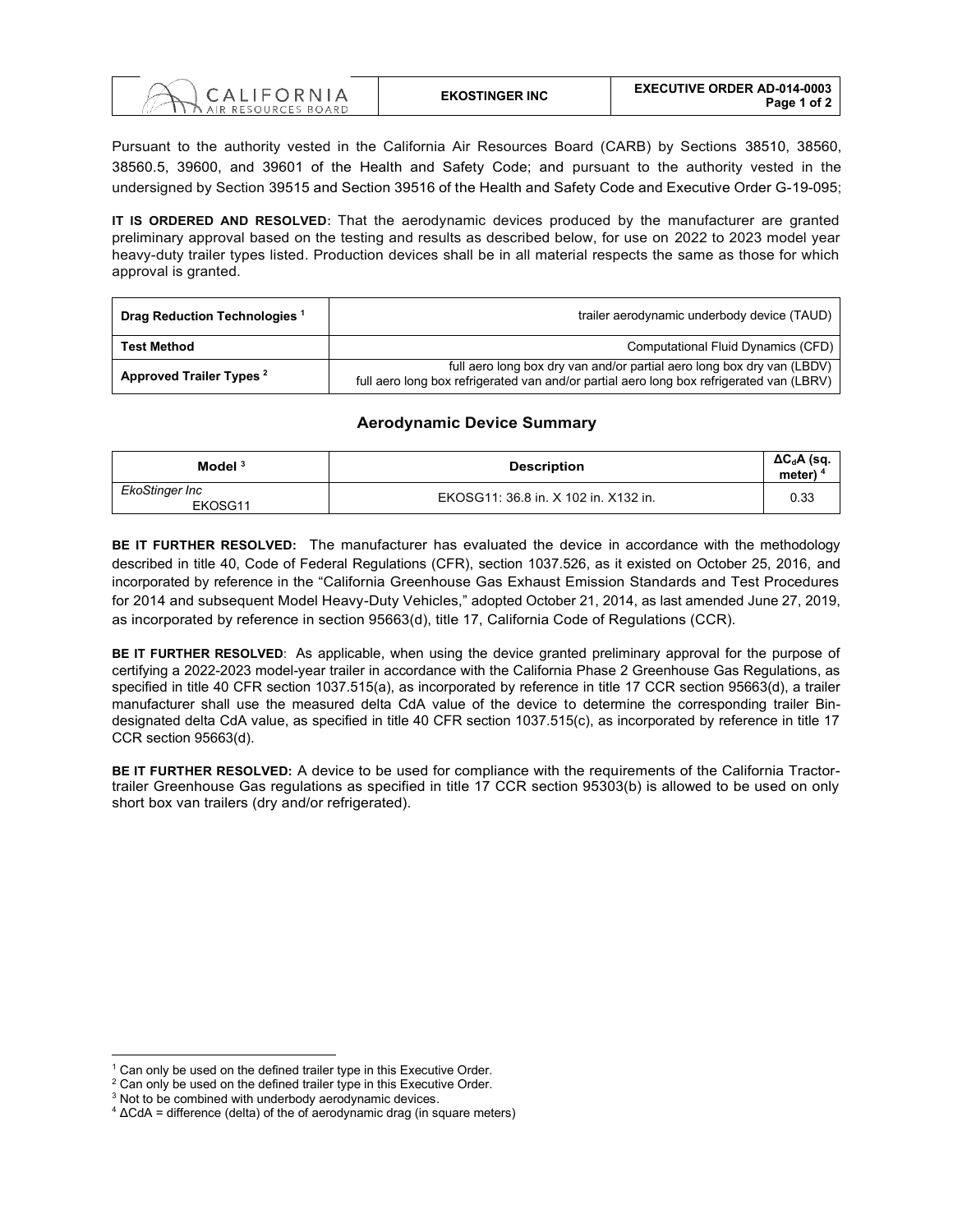| CALIFORNIA AIR RESOURCES BOARD | EKOSTINGER INC | EXECUTIVE ORDER AD-014-0003 |
|---|---|---|

Pursuant to the authority vested in the California Air Resources Board (CARB) by Sections 38510, 38560, 38560.5, 39600, and 39601 of the Health and Safety Code; and pursuant to the authority vested in the undersigned by Section 39515 and Section 39516 of the Health and Safety Code and Executive Order G-19-095;

**IT IS ORDERED AND RESOLVED:** That the aerodynamic devices produced by the manufacturer are granted preliminary approval based on the testing and results as described below, for use on 2022 to 2023 model year heavy-duty trailer types listed. Production devices shall be in all material respects the same as those for which approval is granted.

| | |
|---|---|
| **Drag Reduction Technologies** [1] | trailer aerodynamic underbody device (TAUD) |
| **Test Method** | Computational Fluid Dynamics (CFD) |
| **Approved Trailer Types** [2] | full aero long box dry van and/or partial aero long box dry van (LBDV)<br>full aero long box refrigerated van and/or partial aero long box refrigerated van (LBRV) |

### Aerodynamic Device Summary

| Model [3] | Description | $\Delta C_dA$ (sq. meter) [4] |
|---|---|---|
| *EkoStinger Inc*<br>EKOSG11 | EKOSG11: 36.8 in. X 102 in. X132 in. | 0.33 |

**BE IT FURTHER RESOLVED:** The manufacturer has evaluated the device in accordance with the methodology described in title 40, Code of Federal Regulations (CFR), section 1037.526, as it existed on October 25, 2016, and incorporated by reference in the "California Greenhouse Gas Exhaust Emission Standards and Test Procedures for 2014 and subsequent Model Heavy-Duty Vehicles," adopted October 21, 2014, as last amended June 27, 2019, as incorporated by reference in section 95663(d), title 17, California Code of Regulations (CCR).

**BE IT FURTHER RESOLVED**: As applicable, when using the device granted preliminary approval for the purpose of certifying a 2022-2023 model-year trailer in accordance with the California Phase 2 Greenhouse Gas Regulations, as specified in title 40 CFR section 1037.515(a), as incorporated by reference in title 17 CCR section 95663(d), a trailer manufacturer shall use the measured delta CdA value of the device to determine the corresponding trailer Bin-designated delta CdA value, as specified in title 40 CFR section 1037.515(c), as incorporated by reference in title 17 CCR section 95663(d).

**BE IT FURTHER RESOLVED:** A device to be used for compliance with the requirements of the California Tractor-trailer Greenhouse Gas regulations as specified in title 17 CCR section 95303(b) is allowed to be used on only short box van trailers (dry and/or refrigerated).

---

[1] Can only be used on the defined trailer type in this Executive Order.
[2] Can only be used on the defined trailer type in this Executive Order.
[3] Not to be combined with underbody aerodynamic devices.
[4] ΔCdA = difference (delta) of the of aerodynamic drag (in square meters)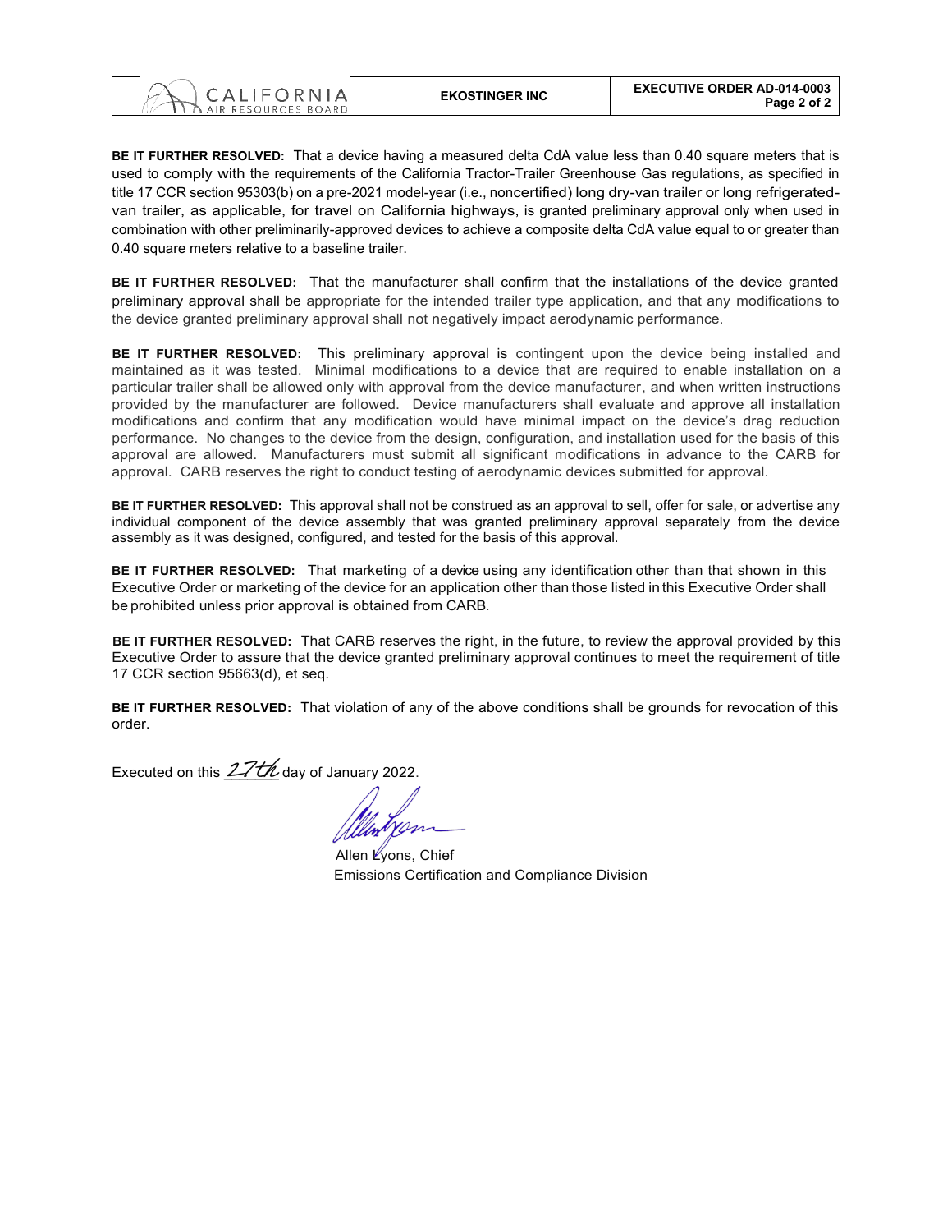**BE IT FURTHER RESOLVED:** That a device having a measured delta CdA value less than 0.40 square meters that is used to comply with the requirements of the California Tractor-Trailer Greenhouse Gas regulations, as specified in title 17 CCR section 95303(b) on a pre-2021 model-year (i.e., noncertified) long dry-van trailer or long refrigerated-van trailer, as applicable, for travel on California highways, is granted preliminary approval only when used in combination with other preliminarily-approved devices to achieve a composite delta CdA value equal to or greater than 0.40 square meters relative to a baseline trailer.

**BE IT FURTHER RESOLVED:** That the manufacturer shall confirm that the installations of the device granted preliminary approval shall be appropriate for the intended trailer type application, and that any modifications to the device granted preliminary approval shall not negatively impact aerodynamic performance.

**BE IT FURTHER RESOLVED:** This preliminary approval is contingent upon the device being installed and maintained as it was tested. Minimal modifications to a device that are required to enable installation on a particular trailer shall be allowed only with approval from the device manufacturer, and when written instructions provided by the manufacturer are followed. Device manufacturers shall evaluate and approve all installation modifications and confirm that any modification would have minimal impact on the device's drag reduction performance. No changes to the device from the design, configuration, and installation used for the basis of this approval are allowed. Manufacturers must submit all significant modifications in advance to the CARB for approval. CARB reserves the right to conduct testing of aerodynamic devices submitted for approval.

**BE IT FURTHER RESOLVED:** This approval shall not be construed as an approval to sell, offer for sale, or advertise any individual component of the device assembly that was granted preliminary approval separately from the device assembly as it was designed, configured, and tested for the basis of this approval.

**BE IT FURTHER RESOLVED:** That marketing of a device using any identification other than that shown in this Executive Order or marketing of the device for an application other than those listed in this Executive Order shall be prohibited unless prior approval is obtained from CARB.

**BE IT FURTHER RESOLVED:** That CARB reserves the right, in the future, to review the approval provided by this Executive Order to assure that the device granted preliminary approval continues to meet the requirement of title 17 CCR section 95663(d), et seq.

**BE IT FURTHER RESOLVED:** That violation of any of the above conditions shall be grounds for revocation of this order.

Executed on this 27th day of January 2022.

Allen Lyons, Chief
Emissions Certification and Compliance Division